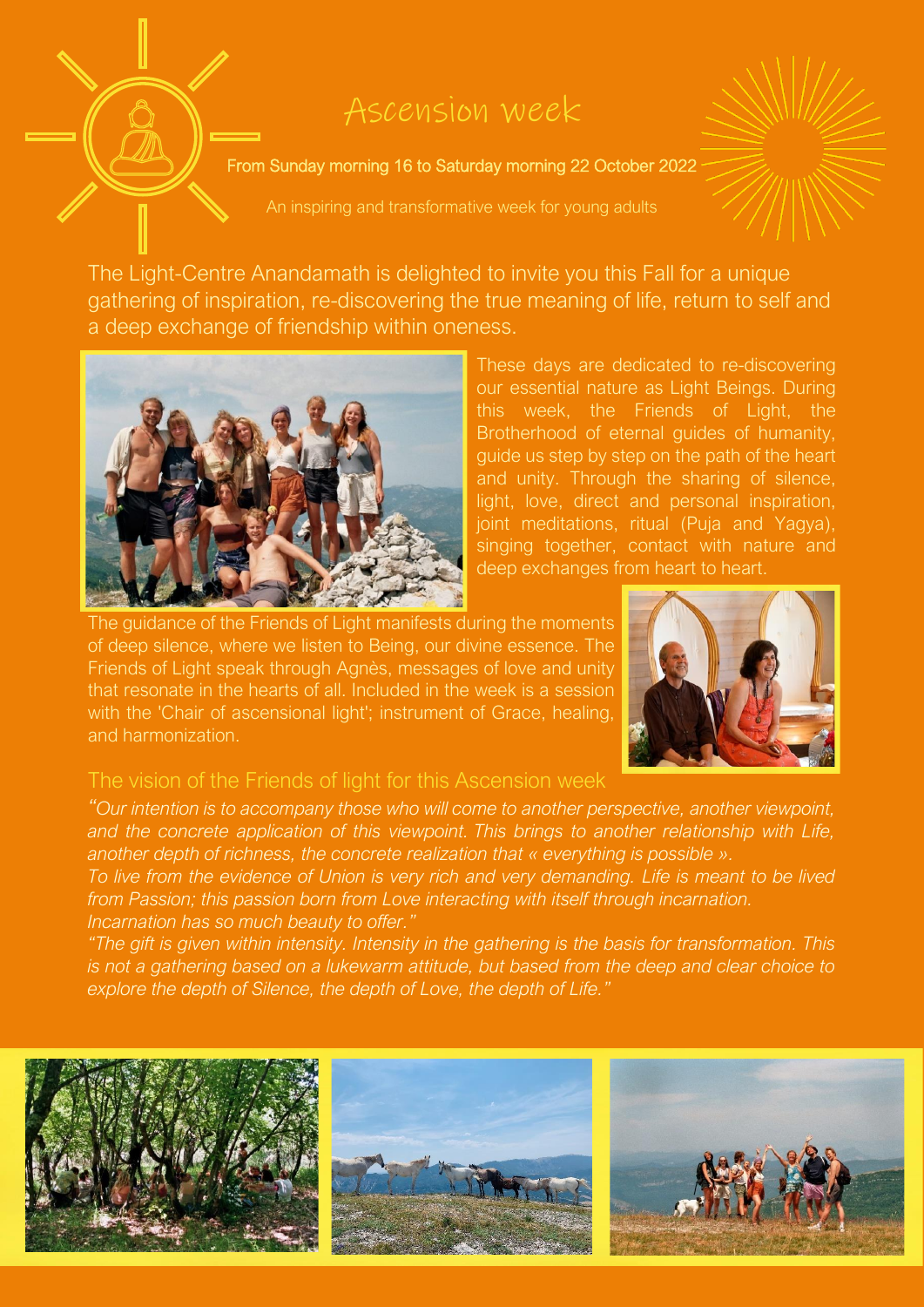# Ascension week

From Sunday morning 16 to Saturday morning 22 October 2022

An inspiring and transformative week for young adults

The Light-Centre Anandamath is delighted to invite you this Fall for a unique gathering of inspiration, re-discovering the true meaning of life, return to self and a deep exchange of friendship within oneness.

These days are dedicated to re-discovering our essential nature as Light Beings. During this week, the Friends of Light, the Brotherhood of eternal guides of humanity, guide us step by step on the path of the heart and unity. Through the sharing of silence, light, love, direct and personal inspiration, joint meditations, ritual (Puja and Yagya), singing together, contact with nature and deep exchanges from heart to heart.

The guidance of the Friends of Light manifests during the moments of deep silence, where we listen to Being, our divine essence. The Friends of Light speak through Agnès, messages of love and unity that resonate in the hearts of all. Included in the week is a session with the 'Chair of ascensional light'; instrument of Grace, healing, and harmonization.

## The vision of the Friends of light for this Ascension week

*"Our intention is to accompany those who will come to another perspective, another viewpoint, and the concrete application of this viewpoint. This brings to another relationship with Life, another depth of richness, the concrete realization that « everything is possible ».*

*To live from the evidence of Union is very rich and very demanding. Life is meant to be lived from Passion; this passion born from Love interacting with itself through incarnation. Incarnation has so much beauty to offer."*

*"The gift is given within intensity. Intensity in the gathering is the basis for transformation. This is not a gathering based on a lukewarm attitude, but based from the deep and clear choice to explore the depth of Silence, the depth of Love, the depth of Life."*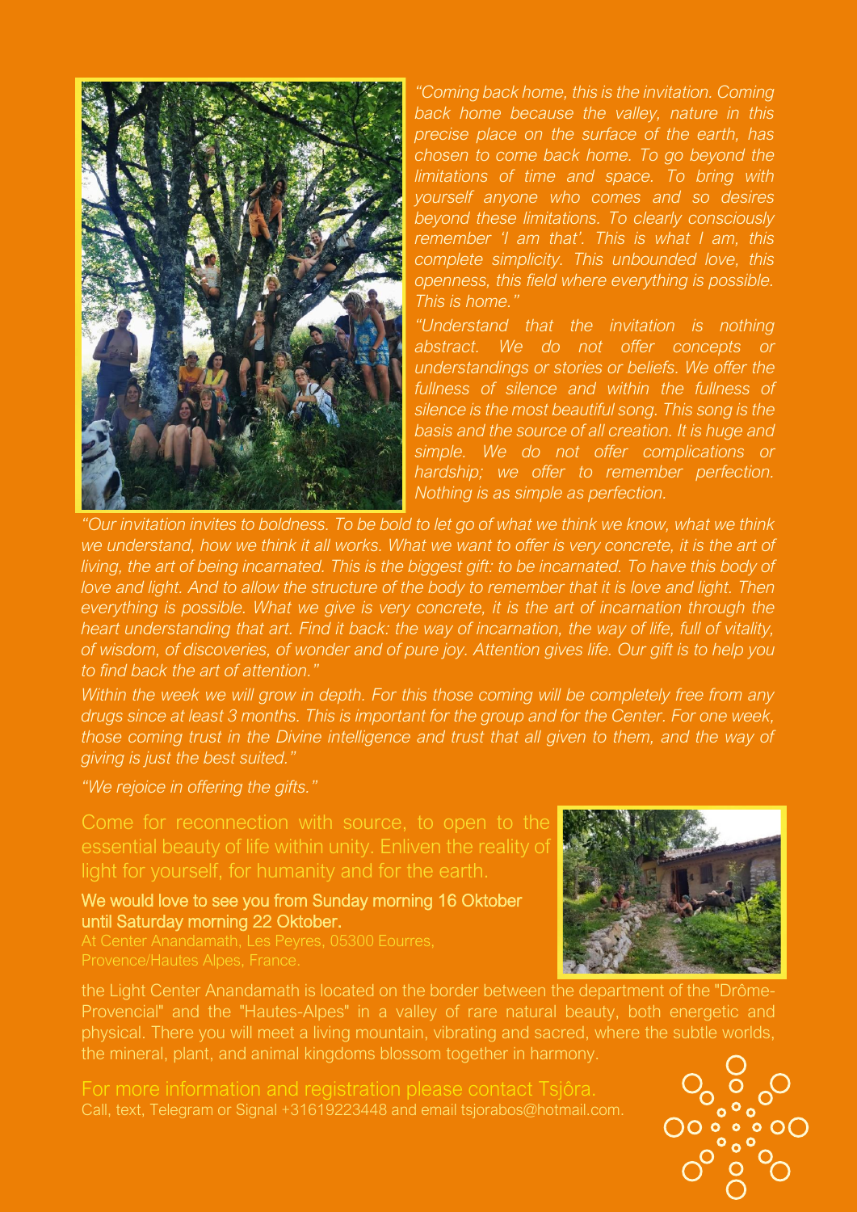*"Coming back home, this is the invitation. Coming back home because the valley, nature in this precise place on the surface of the earth, has chosen to come back home. To go beyond the limitations of time and space. To bring with yourself anyone who comes and so desires beyond these limitations. To clearly consciously remember 'I am that'. This is what I am, this complete simplicity. This unbounded love, this openness, this field where everything is possible. This is home."*

*"Understand that the invitation is nothing abstract. We do not offer concepts or understandings or stories or beliefs. We offer the fullness of silence and within the fullness of silence is the most beautiful song. This song is the basis and the source of all creation. It is huge and simple. We do not offer complications or hardship; we offer to remember perfection. Nothing is as simple as perfection.*

*"Our invitation invites to boldness. To be bold to let go of what we think we know, what we think we understand, how we think it all works. What we want to offer is very concrete, it is the art of living, the art of being incarnated. This is the biggest gift: to be incarnated. To have this body of love and light. And to allow the structure of the body to remember that it is love and light. Then everything is possible. What we give is very concrete, it is the art of incarnation through the heart understanding that art. Find it back: the way of incarnation, the way of life, full of vitality, of wisdom, of discoveries, of wonder and of pure joy. Attention gives life. Our gift is to help you to find back the art of attention."*

*Within the week we will grow in depth. For this those coming will be completely free from any drugs since at least 3 months. This is important for the group and for the Center. For one week, those coming trust in the Divine intelligence and trust that all given to them, and the way of giving is just the best suited."*

*"We rejoice in offering the gifts."*

Come for reconnection with source, to open to the essential beauty of life within unity. Enliven the reality of light for yourself, for humanity and for the earth.

We would love to see you from Sunday morning 16 Oktober until Saturday morning 22 Oktober.

At Center Anandamath, Les Peyres, 05300 Eourres, Provence/Hautes Alpes, France.

the Light Center Anandamath is located on the border between the department of the "Drôme-Provencial" and the "Hautes-Alpes" in a valley of rare natural beauty, both energetic and physical. There you will meet a living mountain, vibrating and sacred, where the subtle worlds, the mineral, plant, and animal kingdoms blossom together in harmony.

For more information and registration please contact Tsjôra.

Call, text, Telegram or Signal +31619223448 and email tsjorabos@hotmail.com.